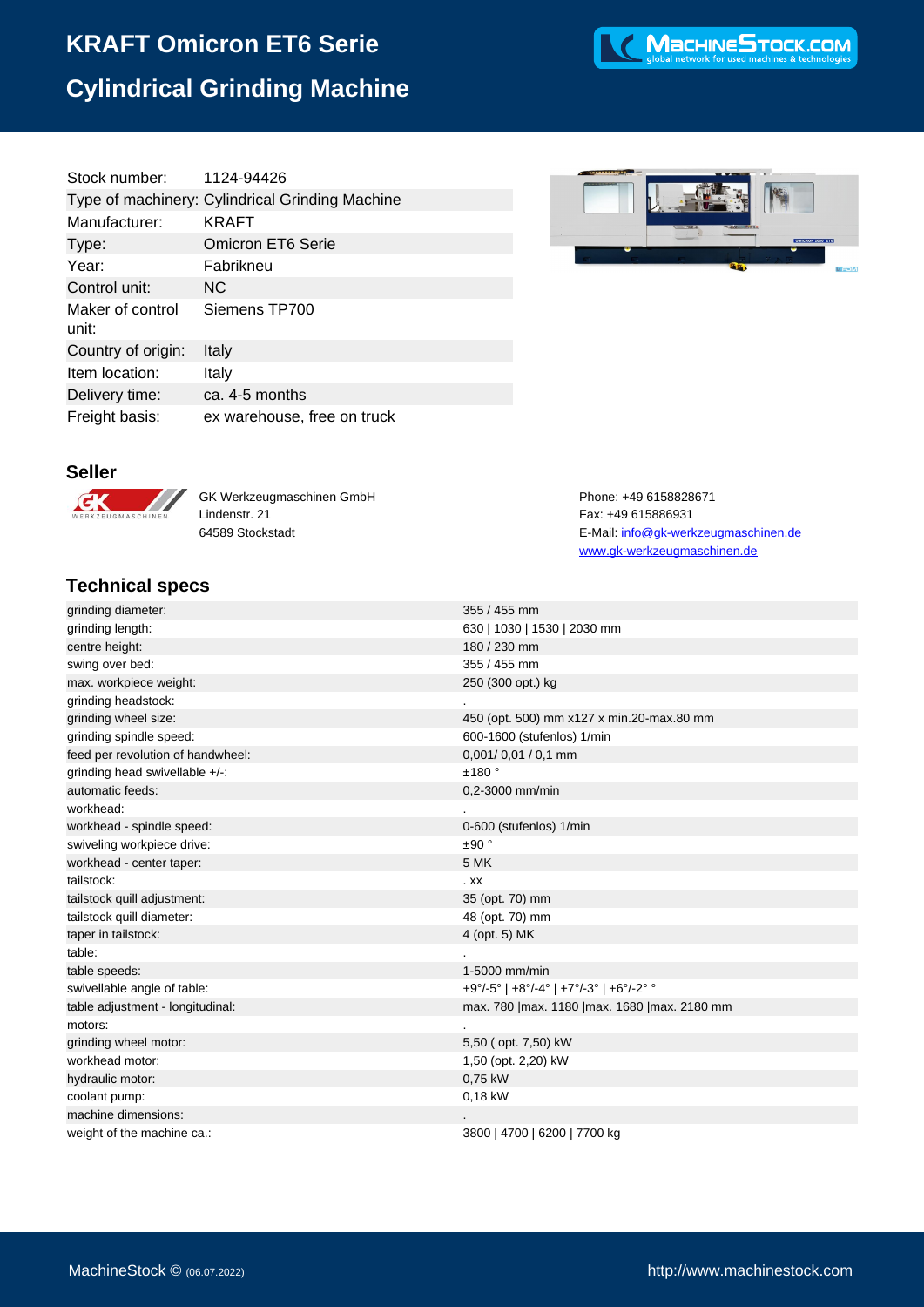# KRAFT Omicron ET6 Serie

## Cylindrical Grinding Machine

| | |
|---|---|
| Stock number: | 1124-94426 |
| Type of machinery: | Cylindrical Grinding Machine |
| Manufacturer: | KRAFT |
| Type: | Omicron ET6 Serie |
| Year: | Fabrikneu |
| Control unit: | NC |
| Maker of control unit: | Siemens TP700 |
| Country of origin: | Italy |
| Item location: | Italy |
| Delivery time: | ca. 4-5 months |
| Freight basis: | ex warehouse, free on truck |

### Seller

GK Werkzeugmaschinen GmbH
Lindenstr. 21
64589 Stockstadt

Phone: +49 6158828671
Fax: +49 615886931
E-Mail: info@gk-werkzeugmaschinen.de
www.gk-werkzeugmaschinen.de

### Technical specs

| | |
|---|---|
| grinding diameter: | 355 / 455 mm |
| grinding length: | 630 \| 1030 \| 1530 \| 2030 mm |
| centre height: | 180 / 230 mm |
| swing over bed: | 355 / 455 mm |
| max. workpiece weight: | 250 (300 opt.) kg |
| grinding headstock: | . |
| grinding wheel size: | 450 (opt. 500) mm x127 x min.20-max.80 mm |
| grinding spindle speed: | 600-1600 (stufenlos) 1/min |
| feed per revolution of handwheel: | 0,001/ 0,01 / 0,1 mm |
| grinding head swivellable +/-: | ±180 ° |
| automatic feeds: | 0,2-3000 mm/min |
| workhead: | . |
| workhead - spindle speed: | 0-600 (stufenlos) 1/min |
| swiveling workpiece drive: | ±90 ° |
| workhead - center taper: | 5 MK |
| tailstock: | . xx |
| tailstock quill adjustment: | 35 (opt. 70) mm |
| tailstock quill diameter: | 48 (opt. 70) mm |
| taper in tailstock: | 4 (opt. 5) MK |
| table: | . |
| table speeds: | 1-5000 mm/min |
| swivellable angle of table: | +9°/-5° \| +8°/-4° \| +7°/-3° \| +6°/-2° ° |
| table adjustment - longitudinal: | max. 780 \|max. 1180 \|max. 1680 \|max. 2180 mm |
| motors: | . |
| grinding wheel motor: | 5,50 ( opt. 7,50) kW |
| workhead motor: | 1,50 (opt. 2,20) kW |
| hydraulic motor: | 0,75 kW |
| coolant pump: | 0,18 kW |
| machine dimensions: | . |
| weight of the machine ca.: | 3800 \| 4700 \| 6200 \| 7700 kg |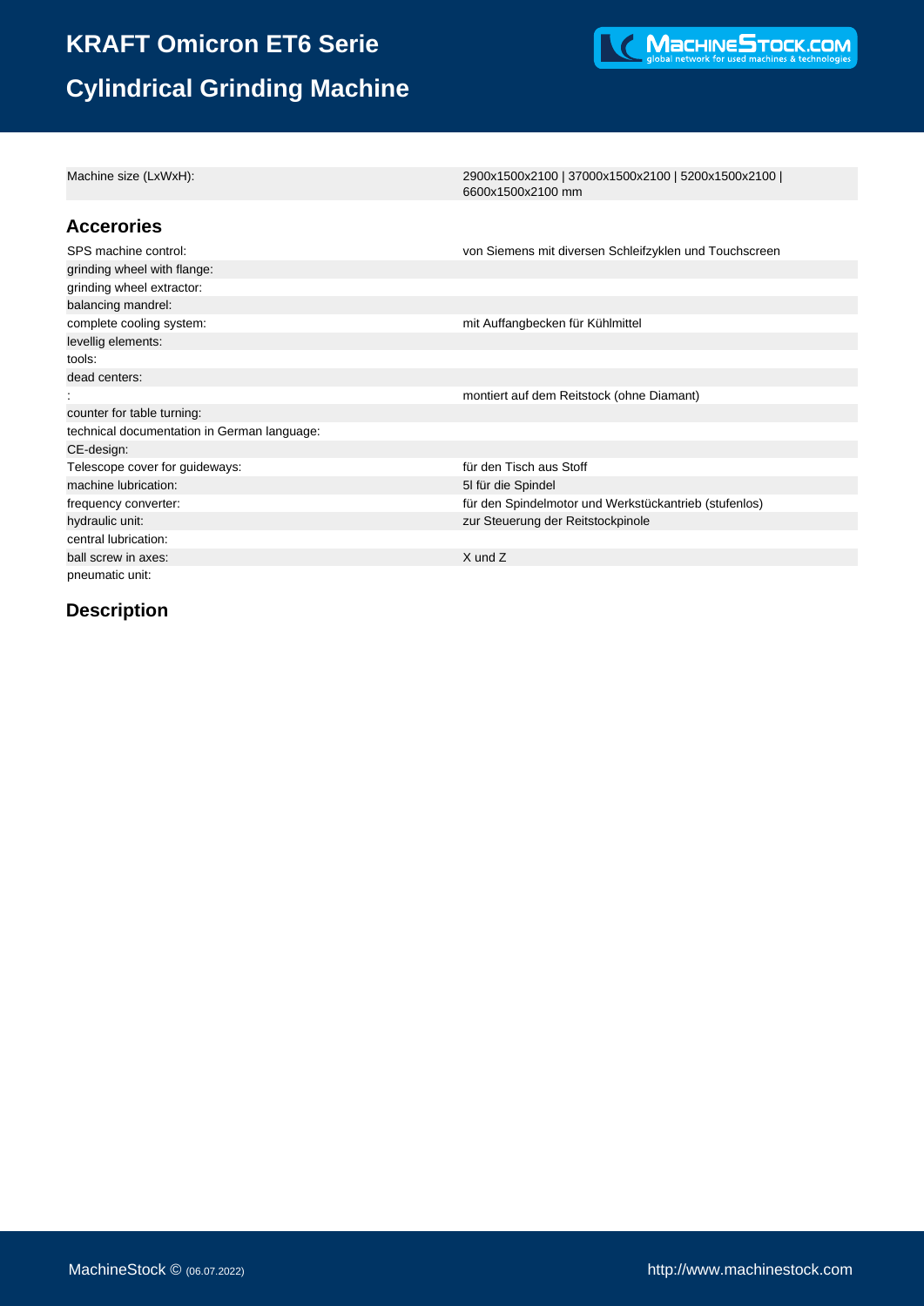| | |
|---|---|
| Machine size (LxWxH): | 2900x1500x2100 \| 37000x1500x2100 \| 5200x1500x2100 \| 6600x1500x2100 mm |

## Accerories

| | |
|---|---|
| SPS machine control: | von Siemens mit diversen Schleifzyklen und Touchscreen |
| grinding wheel with flange: | |
| grinding wheel extractor: | |
| balancing mandrel: | |
| complete cooling system: | mit Auffangbecken für Kühlmittel |
| levellig elements: | |
| tools: | |
| dead centers: | |
| : | montiert auf dem Reitstock (ohne Diamant) |
| counter for table turning: | |
| technical documentation in German language: | |
| CE-design: | |
| Telescope cover for guideways: | für den Tisch aus Stoff |
| machine lubrication: | 5l für die Spindel |
| frequency converter: | für den Spindelmotor und Werkstückantrieb (stufenlos) |
| hydraulic unit: | zur Steuerung der Reitstockpinole |
| central lubrication: | |
| ball screw in axes: | X und Z |
| pneumatic unit: | |

## Description